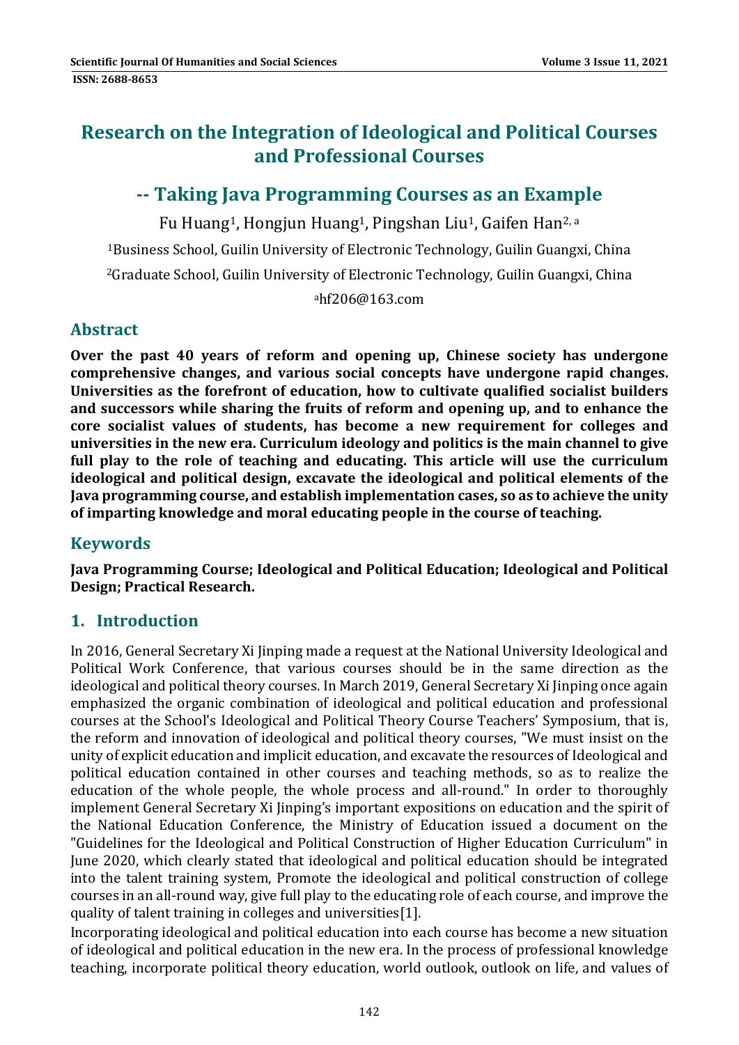# Research on the Integration of Ideological and Political Courses and Professional Courses

## -- Taking Java Programming Courses as an Example

Fu Huang[1], Hongjun Huang[1], Pingshan Liu[1], Gaifen Han[2, a]

[1]Business School, Guilin University of Electronic Technology, Guilin Guangxi, China

[2]Graduate School, Guilin University of Electronic Technology, Guilin Guangxi, China

[a]hf206@163.com

## Abstract

**Over the past 40 years of reform and opening up, Chinese society has undergone comprehensive changes, and various social concepts have undergone rapid changes. Universities as the forefront of education, how to cultivate qualified socialist builders and successors while sharing the fruits of reform and opening up, and to enhance the core socialist values of students, has become a new requirement for colleges and universities in the new era. Curriculum ideology and politics is the main channel to give full play to the role of teaching and educating. This article will use the curriculum ideological and political design, excavate the ideological and political elements of the Java programming course, and establish implementation cases, so as to achieve the unity of imparting knowledge and moral educating people in the course of teaching.**

## Keywords

**Java Programming Course; Ideological and Political Education; Ideological and Political Design; Practical Research.**

## 1. Introduction

In 2016, General Secretary Xi Jinping made a request at the National University Ideological and Political Work Conference, that various courses should be in the same direction as the ideological and political theory courses. In March 2019, General Secretary Xi Jinping once again emphasized the organic combination of ideological and political education and professional courses at the School's Ideological and Political Theory Course Teachers' Symposium, that is, the reform and innovation of ideological and political theory courses, "We must insist on the unity of explicit education and implicit education, and excavate the resources of Ideological and political education contained in other courses and teaching methods, so as to realize the education of the whole people, the whole process and all-round." In order to thoroughly implement General Secretary Xi Jinping's important expositions on education and the spirit of the National Education Conference, the Ministry of Education issued a document on the "Guidelines for the Ideological and Political Construction of Higher Education Curriculum" in June 2020, which clearly stated that ideological and political education should be integrated into the talent training system, Promote the ideological and political construction of college courses in an all-round way, give full play to the educating role of each course, and improve the quality of talent training in colleges and universities[1].

Incorporating ideological and political education into each course has become a new situation of ideological and political education in the new era. In the process of professional knowledge teaching, incorporate political theory education, world outlook, outlook on life, and values of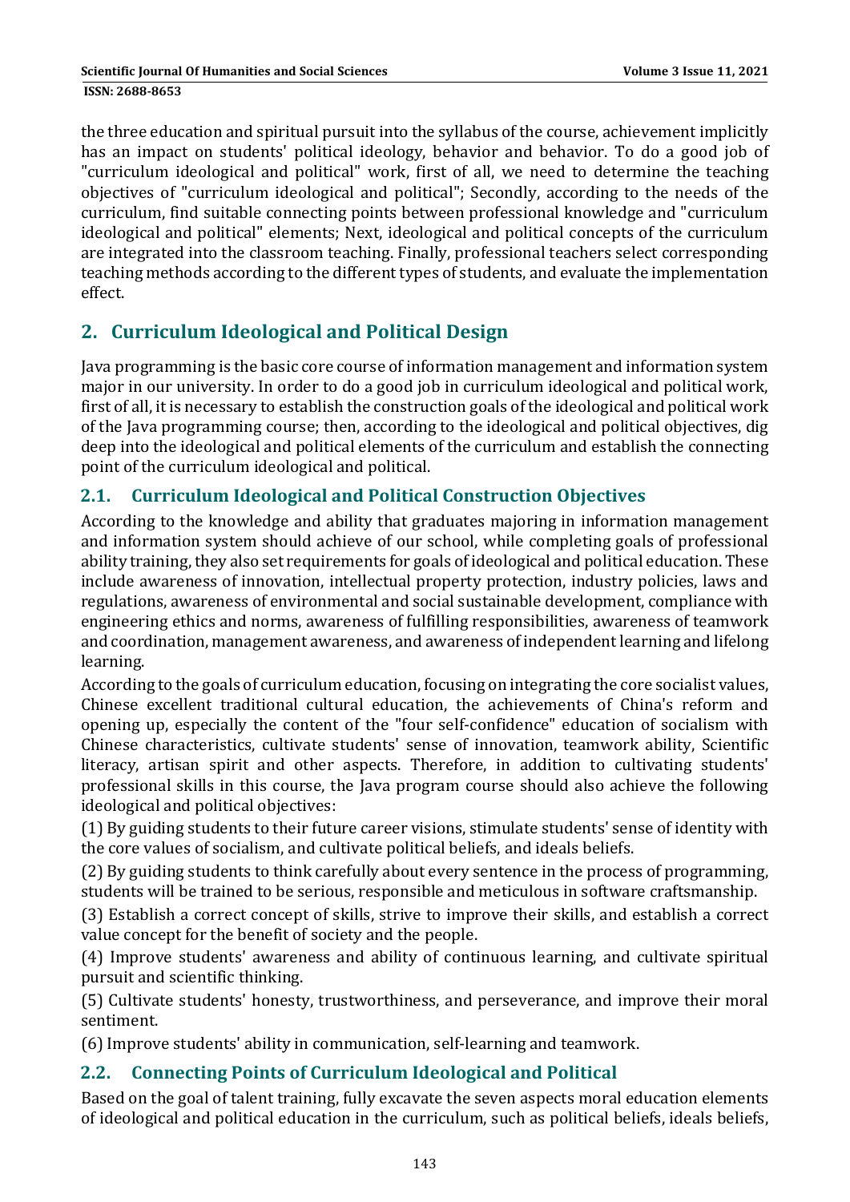the three education and spiritual pursuit into the syllabus of the course, achievement implicitly has an impact on students' political ideology, behavior and behavior. To do a good job of "curriculum ideological and political" work, first of all, we need to determine the teaching objectives of "curriculum ideological and political"; Secondly, according to the needs of the curriculum, find suitable connecting points between professional knowledge and "curriculum ideological and political" elements; Next, ideological and political concepts of the curriculum are integrated into the classroom teaching. Finally, professional teachers select corresponding teaching methods according to the different types of students, and evaluate the implementation effect.

## 2. Curriculum Ideological and Political Design

Java programming is the basic core course of information management and information system major in our university. In order to do a good job in curriculum ideological and political work, first of all, it is necessary to establish the construction goals of the ideological and political work of the Java programming course; then, according to the ideological and political objectives, dig deep into the ideological and political elements of the curriculum and establish the connecting point of the curriculum ideological and political.

### 2.1. Curriculum Ideological and Political Construction Objectives

According to the knowledge and ability that graduates majoring in information management and information system should achieve of our school, while completing goals of professional ability training, they also set requirements for goals of ideological and political education. These include awareness of innovation, intellectual property protection, industry policies, laws and regulations, awareness of environmental and social sustainable development, compliance with engineering ethics and norms, awareness of fulfilling responsibilities, awareness of teamwork and coordination, management awareness, and awareness of independent learning and lifelong learning.

According to the goals of curriculum education, focusing on integrating the core socialist values, Chinese excellent traditional cultural education, the achievements of China's reform and opening up, especially the content of the "four self-confidence" education of socialism with Chinese characteristics, cultivate students' sense of innovation, teamwork ability, Scientific literacy, artisan spirit and other aspects. Therefore, in addition to cultivating students' professional skills in this course, the Java program course should also achieve the following ideological and political objectives:

(1) By guiding students to their future career visions, stimulate students' sense of identity with the core values of socialism, and cultivate political beliefs, and ideals beliefs.

(2) By guiding students to think carefully about every sentence in the process of programming, students will be trained to be serious, responsible and meticulous in software craftsmanship.

(3) Establish a correct concept of skills, strive to improve their skills, and establish a correct value concept for the benefit of society and the people.

(4) Improve students' awareness and ability of continuous learning, and cultivate spiritual pursuit and scientific thinking.

(5) Cultivate students' honesty, trustworthiness, and perseverance, and improve their moral sentiment.

(6) Improve students' ability in communication, self-learning and teamwork.

### 2.2. Connecting Points of Curriculum Ideological and Political

Based on the goal of talent training, fully excavate the seven aspects moral education elements of ideological and political education in the curriculum, such as political beliefs, ideals beliefs,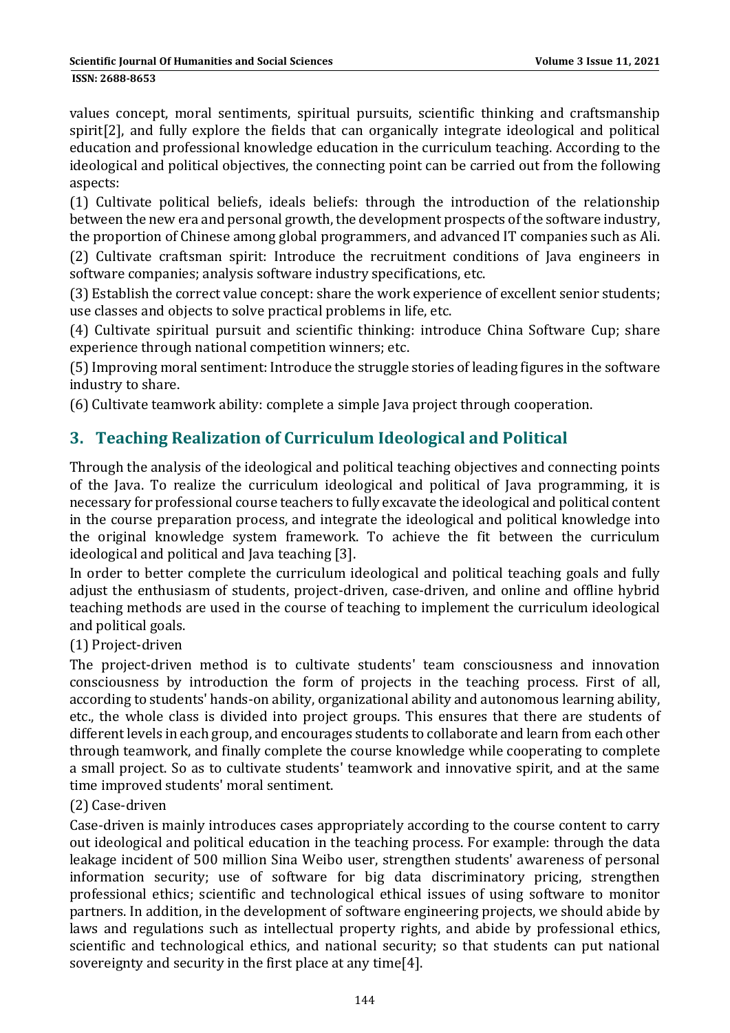values concept, moral sentiments, spiritual pursuits, scientific thinking and craftsmanship spirit[2], and fully explore the fields that can organically integrate ideological and political education and professional knowledge education in the curriculum teaching. According to the ideological and political objectives, the connecting point can be carried out from the following aspects:

(1) Cultivate political beliefs, ideals beliefs: through the introduction of the relationship between the new era and personal growth, the development prospects of the software industry, the proportion of Chinese among global programmers, and advanced IT companies such as Ali.

(2) Cultivate craftsman spirit: Introduce the recruitment conditions of Java engineers in software companies; analysis software industry specifications, etc.

(3) Establish the correct value concept: share the work experience of excellent senior students; use classes and objects to solve practical problems in life, etc.

(4) Cultivate spiritual pursuit and scientific thinking: introduce China Software Cup; share experience through national competition winners; etc.

(5) Improving moral sentiment: Introduce the struggle stories of leading figures in the software industry to share.

(6) Cultivate teamwork ability: complete a simple Java project through cooperation.

## 3. Teaching Realization of Curriculum Ideological and Political

Through the analysis of the ideological and political teaching objectives and connecting points of the Java. To realize the curriculum ideological and political of Java programming, it is necessary for professional course teachers to fully excavate the ideological and political content in the course preparation process, and integrate the ideological and political knowledge into the original knowledge system framework. To achieve the fit between the curriculum ideological and political and Java teaching [3].

In order to better complete the curriculum ideological and political teaching goals and fully adjust the enthusiasm of students, project-driven, case-driven, and online and offline hybrid teaching methods are used in the course of teaching to implement the curriculum ideological and political goals.

(1) Project-driven

The project-driven method is to cultivate students' team consciousness and innovation consciousness by introduction the form of projects in the teaching process. First of all, according to students' hands-on ability, organizational ability and autonomous learning ability, etc., the whole class is divided into project groups. This ensures that there are students of different levels in each group, and encourages students to collaborate and learn from each other through teamwork, and finally complete the course knowledge while cooperating to complete a small project. So as to cultivate students' teamwork and innovative spirit, and at the same time improved students' moral sentiment.

(2) Case-driven

Case-driven is mainly introduces cases appropriately according to the course content to carry out ideological and political education in the teaching process. For example: through the data leakage incident of 500 million Sina Weibo user, strengthen students' awareness of personal information security; use of software for big data discriminatory pricing, strengthen professional ethics; scientific and technological ethical issues of using software to monitor partners. In addition, in the development of software engineering projects, we should abide by laws and regulations such as intellectual property rights, and abide by professional ethics, scientific and technological ethics, and national security; so that students can put national sovereignty and security in the first place at any time[4].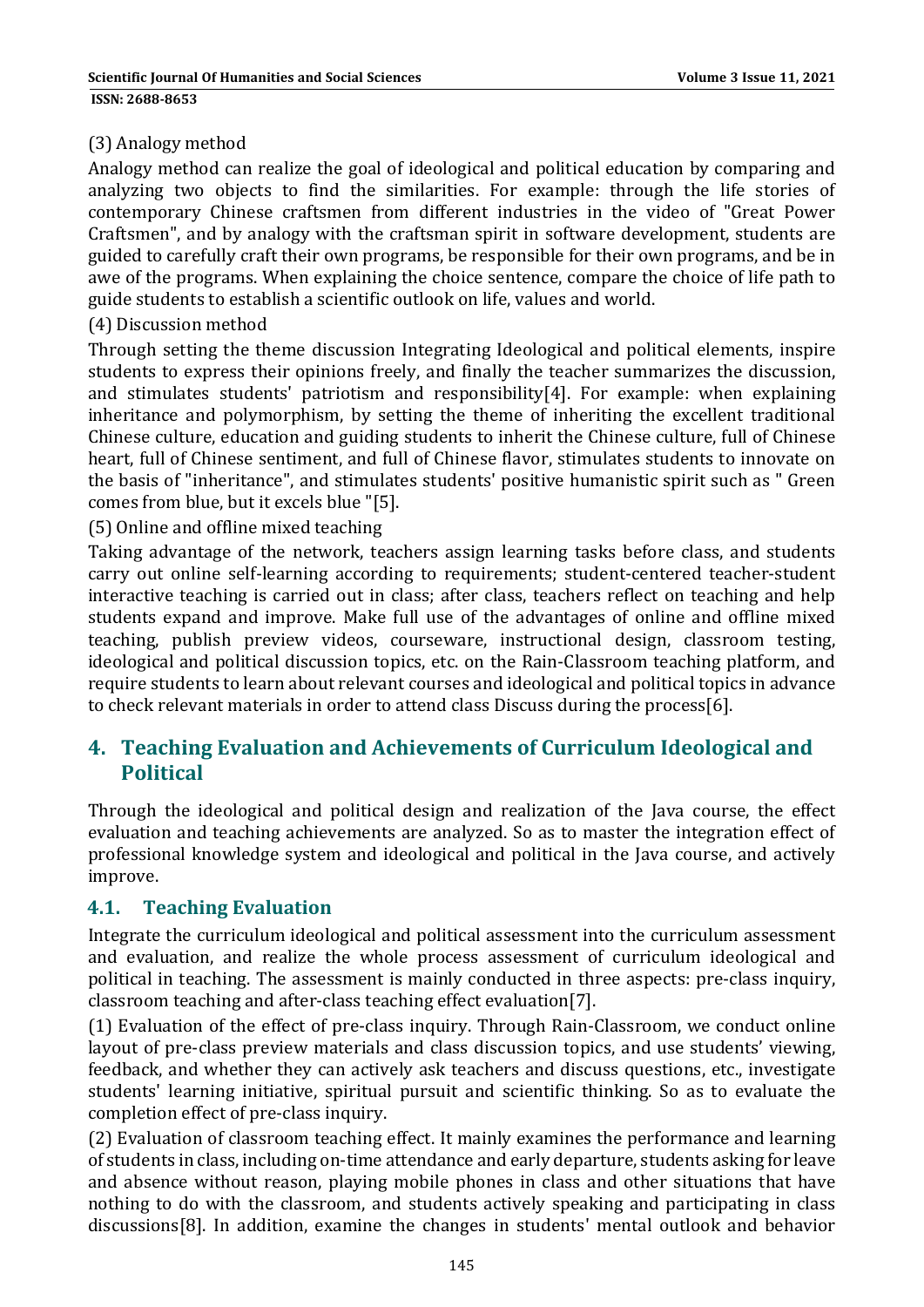(3) Analogy method

Analogy method can realize the goal of ideological and political education by comparing and analyzing two objects to find the similarities. For example: through the life stories of contemporary Chinese craftsmen from different industries in the video of "Great Power Craftsmen", and by analogy with the craftsman spirit in software development, students are guided to carefully craft their own programs, be responsible for their own programs, and be in awe of the programs. When explaining the choice sentence, compare the choice of life path to guide students to establish a scientific outlook on life, values and world.

(4) Discussion method

Through setting the theme discussion Integrating Ideological and political elements, inspire students to express their opinions freely, and finally the teacher summarizes the discussion, and stimulates students' patriotism and responsibility[4]. For example: when explaining inheritance and polymorphism, by setting the theme of inheriting the excellent traditional Chinese culture, education and guiding students to inherit the Chinese culture, full of Chinese heart, full of Chinese sentiment, and full of Chinese flavor, stimulates students to innovate on the basis of "inheritance", and stimulates students' positive humanistic spirit such as " Green comes from blue, but it excels blue "[5].

(5) Online and offline mixed teaching

Taking advantage of the network, teachers assign learning tasks before class, and students carry out online self-learning according to requirements; student-centered teacher-student interactive teaching is carried out in class; after class, teachers reflect on teaching and help students expand and improve. Make full use of the advantages of online and offline mixed teaching, publish preview videos, courseware, instructional design, classroom testing, ideological and political discussion topics, etc. on the Rain-Classroom teaching platform, and require students to learn about relevant courses and ideological and political topics in advance to check relevant materials in order to attend class Discuss during the process[6].

## 4. Teaching Evaluation and Achievements of Curriculum Ideological and Political

Through the ideological and political design and realization of the Java course, the effect evaluation and teaching achievements are analyzed. So as to master the integration effect of professional knowledge system and ideological and political in the Java course, and actively improve.

### 4.1. Teaching Evaluation

Integrate the curriculum ideological and political assessment into the curriculum assessment and evaluation, and realize the whole process assessment of curriculum ideological and political in teaching. The assessment is mainly conducted in three aspects: pre-class inquiry, classroom teaching and after-class teaching effect evaluation[7].

(1) Evaluation of the effect of pre-class inquiry. Through Rain-Classroom, we conduct online layout of pre-class preview materials and class discussion topics, and use students' viewing, feedback, and whether they can actively ask teachers and discuss questions, etc., investigate students' learning initiative, spiritual pursuit and scientific thinking. So as to evaluate the completion effect of pre-class inquiry.

(2) Evaluation of classroom teaching effect. It mainly examines the performance and learning of students in class, including on-time attendance and early departure, students asking for leave and absence without reason, playing mobile phones in class and other situations that have nothing to do with the classroom, and students actively speaking and participating in class discussions[8]. In addition, examine the changes in students' mental outlook and behavior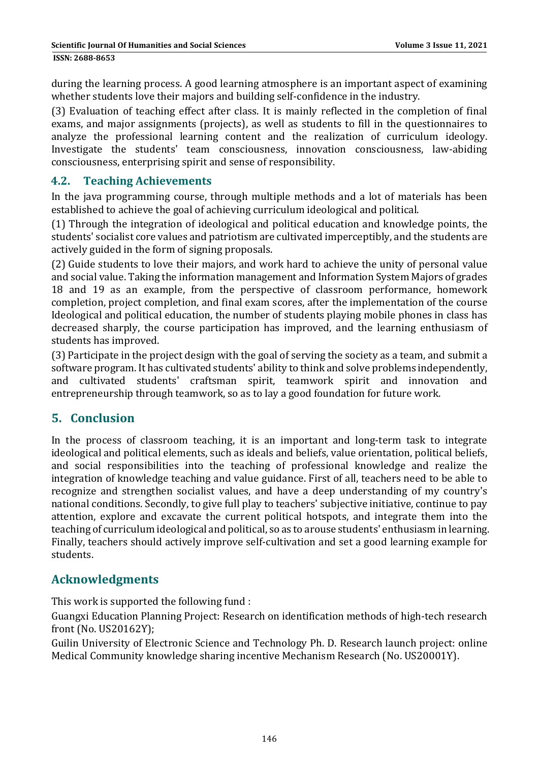during the learning process. A good learning atmosphere is an important aspect of examining whether students love their majors and building self-confidence in the industry.

(3) Evaluation of teaching effect after class. It is mainly reflected in the completion of final exams, and major assignments (projects), as well as students to fill in the questionnaires to analyze the professional learning content and the realization of curriculum ideology. Investigate the students' team consciousness, innovation consciousness, law-abiding consciousness, enterprising spirit and sense of responsibility.

## 4.2. Teaching Achievements

In the java programming course, through multiple methods and a lot of materials has been established to achieve the goal of achieving curriculum ideological and political.

(1) Through the integration of ideological and political education and knowledge points, the students' socialist core values and patriotism are cultivated imperceptibly, and the students are actively guided in the form of signing proposals.

(2) Guide students to love their majors, and work hard to achieve the unity of personal value and social value. Taking the information management and Information System Majors of grades 18 and 19 as an example, from the perspective of classroom performance, homework completion, project completion, and final exam scores, after the implementation of the course Ideological and political education, the number of students playing mobile phones in class has decreased sharply, the course participation has improved, and the learning enthusiasm of students has improved.

(3) Participate in the project design with the goal of serving the society as a team, and submit a software program. It has cultivated students' ability to think and solve problems independently, and cultivated students' craftsman spirit, teamwork spirit and innovation and entrepreneurship through teamwork, so as to lay a good foundation for future work.

# 5. Conclusion

In the process of classroom teaching, it is an important and long-term task to integrate ideological and political elements, such as ideals and beliefs, value orientation, political beliefs, and social responsibilities into the teaching of professional knowledge and realize the integration of knowledge teaching and value guidance. First of all, teachers need to be able to recognize and strengthen socialist values, and have a deep understanding of my country's national conditions. Secondly, to give full play to teachers' subjective initiative, continue to pay attention, explore and excavate the current political hotspots, and integrate them into the teaching of curriculum ideological and political, so as to arouse students' enthusiasm in learning. Finally, teachers should actively improve self-cultivation and set a good learning example for students.

# Acknowledgments

This work is supported the following fund :

Guangxi Education Planning Project: Research on identification methods of high-tech research front (No. US20162Y);

Guilin University of Electronic Science and Technology Ph. D. Research launch project: online Medical Community knowledge sharing incentive Mechanism Research (No. US20001Y).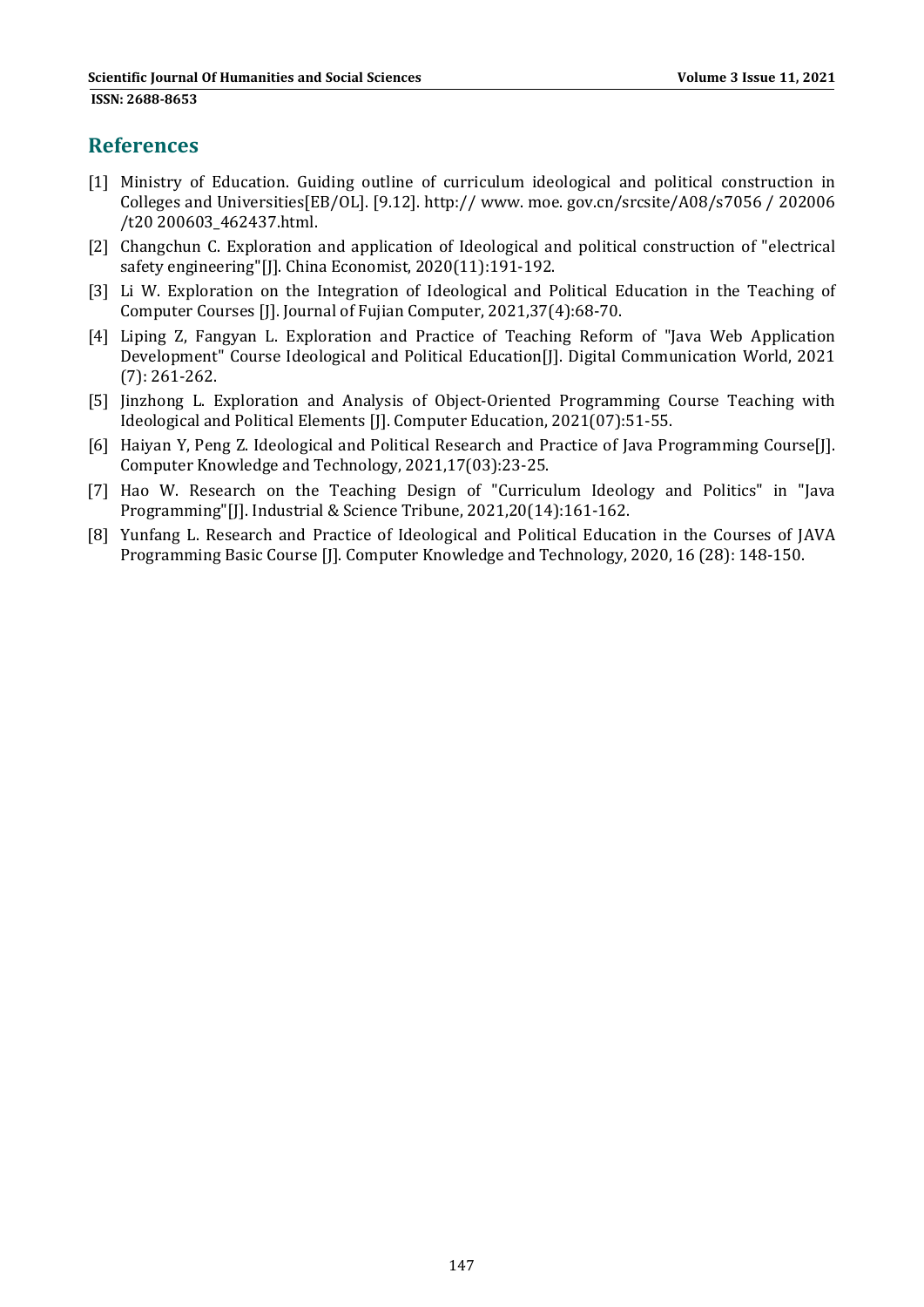## References

[1] Ministry of Education. Guiding outline of curriculum ideological and political construction in Colleges and Universities[EB/OL]. [9.12]. http:// www. moe. gov.cn/srcsite/A08/s7056 / 202006 /t20 200603_462437.html.

[2] Changchun C. Exploration and application of Ideological and political construction of "electrical safety engineering"[J]. China Economist, 2020(11):191-192.

[3] Li W. Exploration on the Integration of Ideological and Political Education in the Teaching of Computer Courses [J]. Journal of Fujian Computer, 2021,37(4):68-70.

[4] Liping Z, Fangyan L. Exploration and Practice of Teaching Reform of "Java Web Application Development" Course Ideological and Political Education[J]. Digital Communication World, 2021 (7): 261-262.

[5] Jinzhong L. Exploration and Analysis of Object-Oriented Programming Course Teaching with Ideological and Political Elements [J]. Computer Education, 2021(07):51-55.

[6] Haiyan Y, Peng Z. Ideological and Political Research and Practice of Java Programming Course[J]. Computer Knowledge and Technology, 2021,17(03):23-25.

[7] Hao W. Research on the Teaching Design of "Curriculum Ideology and Politics" in "Java Programming"[J]. Industrial & Science Tribune, 2021,20(14):161-162.

[8] Yunfang L. Research and Practice of Ideological and Political Education in the Courses of JAVA Programming Basic Course [J]. Computer Knowledge and Technology, 2020, 16 (28): 148-150.